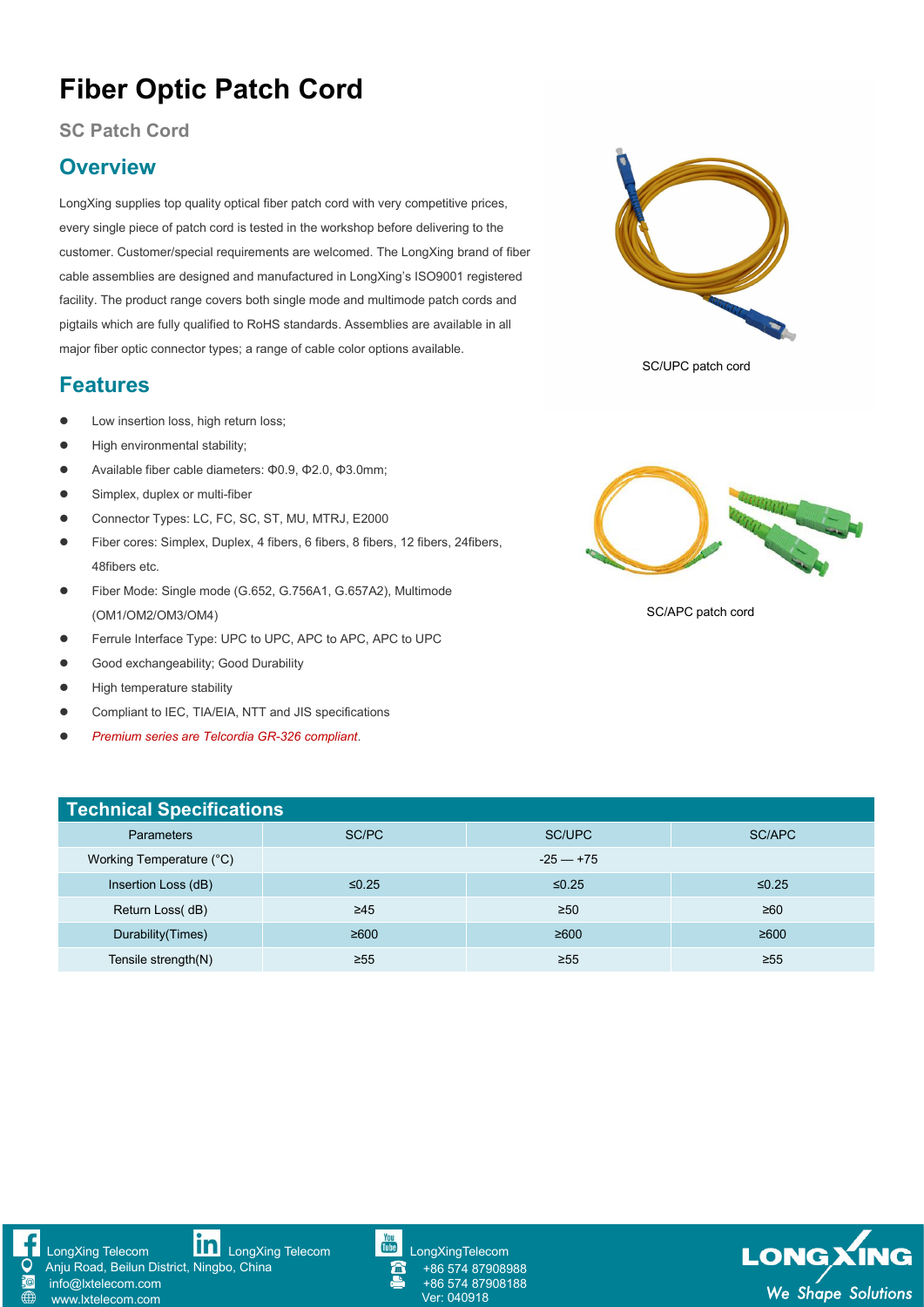# Fiber Optic Patch Cord

## SC Patch Cord

## Overview

LongXing supplies top quality optical fiber patch cord with very competitive prices, every single piece of patch cord is tested in the workshop before delivering to the customer. Customer/special requirements are welcomed. The LongXing brand of fiber cable assemblies are designed and manufactured in LongXing's ISO9001 registered facility. The product range covers both single mode and multimode patch cords and pigtails which are fully qualified to RoHS standards. Assemblies are available in all major fiber optic connector types; a range of cable color options available.

SC/UPC patch cord

SC/APC patch cord

## Features

- Low insertion loss, high return loss;
- High environmental stability;
- Available fiber cable diameters: Φ0.9, Φ2.0, Φ3.0mm;
- Simplex, duplex or multi-fiber
- Connector Types: LC, FC, SC, ST, MU, MTRJ, E2000
- Fiber cores: Simplex, Duplex, 4 fibers, 6 fibers, 8 fibers, 12 fibers, 24fibers, 48fibers etc.
- Fiber Mode: Single mode (G.652, G.756A1, G.657A2), Multimode (OM1/OM2/OM3/OM4)
- Ferrule Interface Type: UPC to UPC, APC to APC, APC to UPC
- Good exchangeability; Good Durability
- High temperature stability
- Compliant to IEC, TIA/EIA, NTT and JIS specifications
- *Premium series are Telcordia GR-326 compliant.*

## Technical Specifications

| Parameters | SC/PC | SC/UPC | SC/APC |
| --- | --- | --- | --- |
| Working Temperature (°C) | | -25 — +75 | |
| Insertion Loss (dB) | ≤0.25 | ≤0.25 | ≤0.25 |
| Return Loss( dB) | ≥45 | ≥50 | ≥60 |
| Durability(Times) | ≥600 | ≥600 | ≥600 |
| Tensile strength(N) | ≥55 | ≥55 | ≥55 |

LongXing Telecom | LongXing Telecom | LongXingTelecom

Anju Road, Beilun District, Ningbo, China

info@lxtelecom.com

www.lxtelecom.com

+86 574 87908988

+86 574 87908188

Ver: 040918

LONGXING We Shape Solutions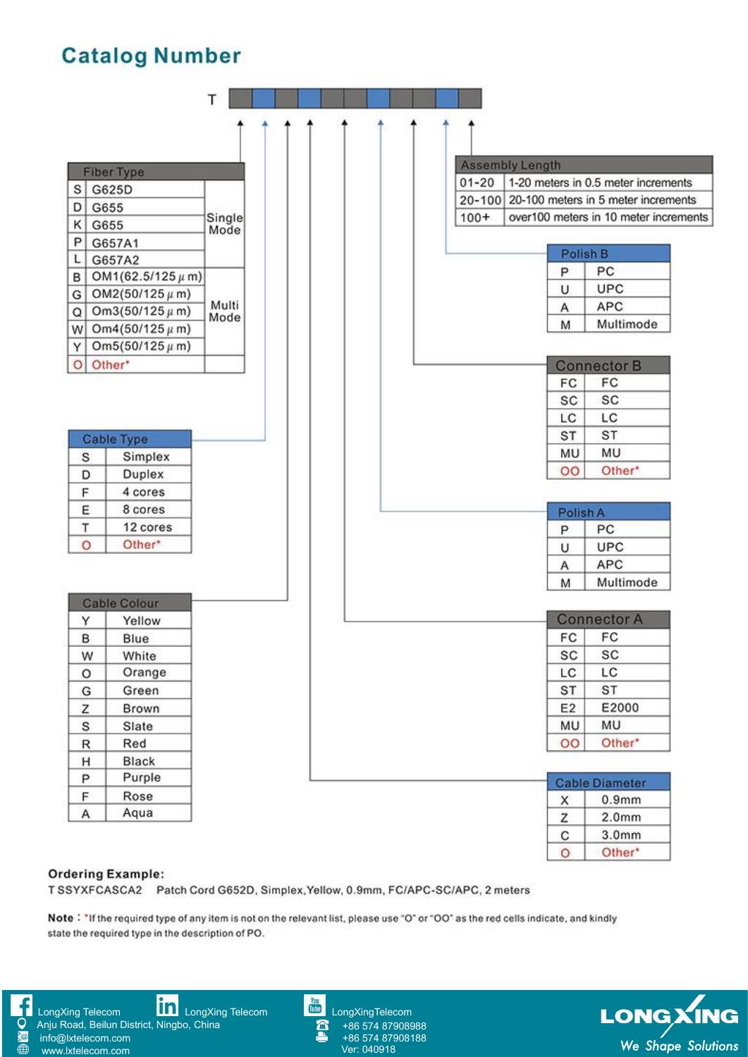# Catalog Number

T

### Fiber Type

| | | |
|---|---|---|
| S | G625D | Single Mode |
| D | G655 | |
| K | G655 | |
| P | G657A1 | |
| L | G657A2 | |
| B | OM1(62.5/125μm) | Multi Mode |
| G | OM2(50/125μm) | |
| Q | Om3(50/125μm) | |
| W | Om4(50/125μm) | |
| Y | Om5(50/125μm) | |
| O | Other* | |

### Cable Type

| | |
|---|---|
| S | Simplex |
| D | Duplex |
| F | 4 cores |
| E | 8 cores |
| T | 12 cores |
| O | Other* |

### Cable Colour

| | |
|---|---|
| Y | Yellow |
| B | Blue |
| W | White |
| O | Orange |
| G | Green |
| Z | Brown |
| S | Slate |
| R | Red |
| H | Black |
| P | Purple |
| F | Rose |
| A | Aqua |

### Assembly Length

| | |
|---|---|
| 01-20 | 1-20 meters in 0.5 meter increments |
| 20-100 | 20-100 meters in 5 meter increments |
| 100+ | over100 meters in 10 meter increments |

### Polish B

| | |
|---|---|
| P | PC |
| U | UPC |
| A | APC |
| M | Multimode |

### Connector B

| | |
|---|---|
| FC | FC |
| SC | SC |
| LC | LC |
| ST | ST |
| MU | MU |
| OO | Other* |

### Polish A

| | |
|---|---|
| P | PC |
| U | UPC |
| A | APC |
| M | Multimode |

### Connector A

| | |
|---|---|
| FC | FC |
| SC | SC |
| LC | LC |
| ST | ST |
| E2 | E2000 |
| MU | MU |
| OO | Other* |

### Cable Diameter

| | |
|---|---|
| X | 0.9mm |
| Z | 2.0mm |
| C | 3.0mm |
| O | Other* |

**Ordering Example:**

T SSYXFCASCA2 Patch Cord G652D, Simplex, Yellow, 0.9mm, FC/APC-SC/APC, 2 meters

**Note**：*If the required type of any item is not on the relevant list, please use "O" or "OO" as the red cells indicate, and kindly state the required type in the description of PO.

LongXing Telecom
LongXing Telecom
LongXingTelecom
Anju Road, Beilun District, Ningbo, China
info@lxtelecom.com
www.lxtelecom.com
+86 574 87908988
+86 574 87908188
Ver: 040918

LONGXING We Shape Solutions